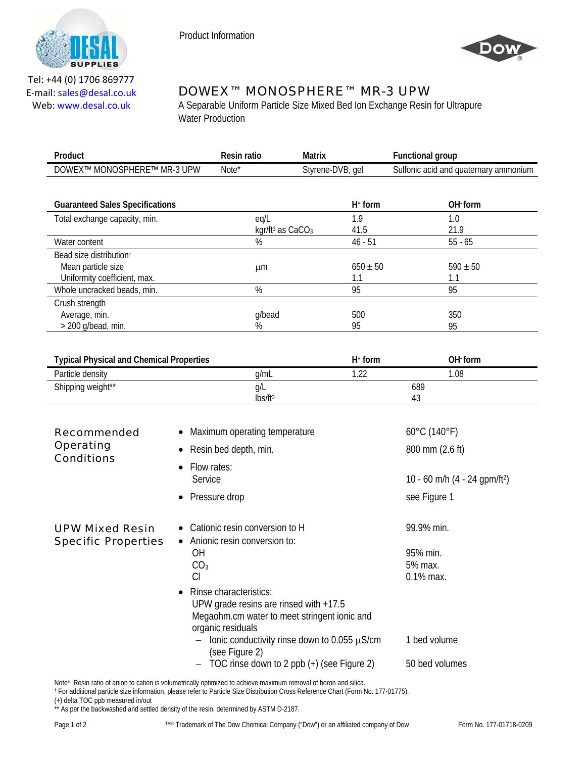Tel: +44 (0) 1706 869777
E-mail: sales@desal.co.uk
Web: www.desal.co.uk

Product Information

# DOWEX™ MONOSPHERE™ MR-3 UPW

A Separable Uniform Particle Size Mixed Bed Ion Exchange Resin for Ultrapure Water Production

| Product | Resin ratio | Matrix | Functional group |
|---|---|---|---|
| DOWEX™ MONOSPHERE™ MR-3 UPW | Note* | Styrene-DVB, gel | Sulfonic acid and quaternary ammonium |

| Guaranteed Sales Specifications | | $H^+$ form | $OH^-$ form |
|---|---|---|---|
| Total exchange capacity, min. | eq/L | 1.9 | 1.0 |
| | kgr/ft³ as $CaCO_3$ | 41.5 | 21.9 |
| Water content | % | 46 - 51 | 55 - 65 |
| Bead size distribution† | | | |
| Mean particle size | µm | 650 ± 50 | 590 ± 50 |
| Uniformity coefficient, max. | | 1.1 | 1.1 |
| Whole uncracked beads, min. | % | 95 | 95 |
| Crush strength | | | |
| Average, min. | g/bead | 500 | 350 |
| > 200 g/bead, min. | % | 95 | 95 |

| Typical Physical and Chemical Properties | | $H^+$ form | $OH^-$ form |
|---|---|---|---|
| Particle density | g/mL | 1.22 | 1.08 |
| Shipping weight** | g/L | 689 | |
| | lbs/ft³ | 43 | |

## Recommended Operating Conditions

- Maximum operating temperature: 60°C (140°F)
- Resin bed depth, min.: 800 mm (2.6 ft)
- Flow rates:
  Service: 10 - 60 m/h (4 - 24 gpm/ft²)
- Pressure drop: see Figure 1

## UPW Mixed Resin Specific Properties

- Cationic resin conversion to H: 99.9% min.
- Anionic resin conversion to:
  - OH: 95% min.
  - $CO_3$: 5% max.
  - Cl: 0.1% max.
- Rinse characteristics:
  UPW grade resins are rinsed with +17.5 Megaohm.cm water to meet stringent ionic and organic residuals
  - Ionic conductivity rinse down to 0.055 µS/cm (see Figure 2): 1 bed volume
  - TOC rinse down to 2 ppb (+) (see Figure 2): 50 bed volumes

Note* Resin ratio of anion to cation is volumetrically optimized to achieve maximum removal of boron and silica.
† For additional particle size information, please refer to Particle Size Distribution Cross Reference Chart (Form No. 177-01775).
(+) delta TOC ppb measured in/out
** As per the backwashed and settled density of the resin, determined by ASTM D-2187.

™® Trademark of The Dow Chemical Company ("Dow") or an affiliated company of Dow

Form No. 177-01718-0209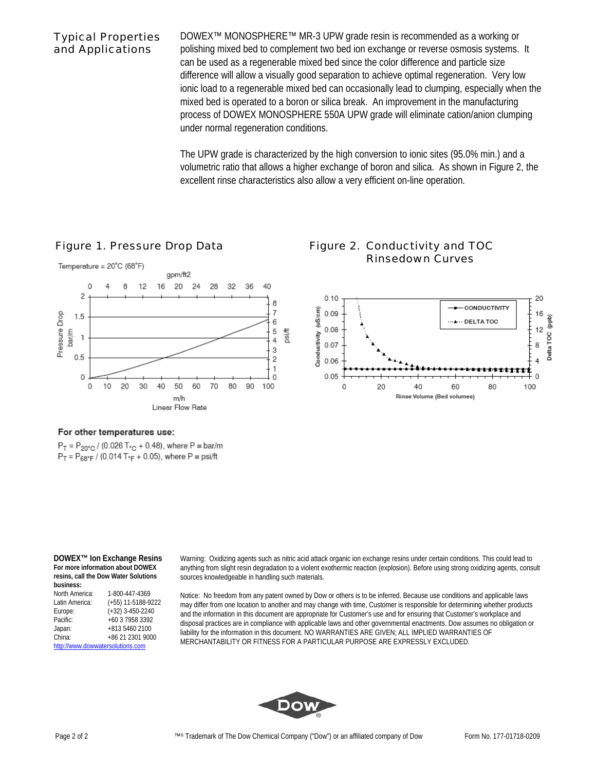## Typical Properties and Applications

DOWEX™ MONOSPHERE™ MR-3 UPW grade resin is recommended as a working or polishing mixed bed to complement two bed ion exchange or reverse osmosis systems. It can be used as a regenerable mixed bed since the color difference and particle size difference will allow a visually good separation to achieve optimal regeneration. Very low ionic load to a regenerable mixed bed can occasionally lead to clumping, especially when the mixed bed is operated to a boron or silica break. An improvement in the manufacturing process of DOWEX MONOSPHERE 550A UPW grade will eliminate cation/anion clumping under normal regeneration conditions.

The UPW grade is characterized by the high conversion to ionic sites (95.0% min.) and a volumetric ratio that allows a higher exchange of boron and silica. As shown in Figure 2, the excellent rinse characteristics also allow a very efficient on-line operation.

### Figure 1. Pressure Drop Data

Temperature = 20˚C (68˚F)

gpm/ft2

0 4 8 12 16 20 24 28 32 36 40

Pressure Drop bar/m

2 1.5 1 0.5 0

psi/ft

8 7 6 5 4 3 2 1 0

0 10 20 30 40 50 60 70 80 90 100

m/h

Linear Flow Rate

**For other temperatures use:**

$P_T = P_{20°C} / (0.026\, T_{°C} + 0.48)$, where P ≡ bar/m

$P_T = P_{68°F} / (0.014\, T_{°F} + 0.05)$, where P ≡ psi/ft

### Figure 2. Conductivity and TOC Rinsedown Curves

Conductivity (uS/cm)

0.10 0.09 0.08 0.07 0.06 0.05

Delta TOC (ppb)

20 16 12 8 4 0

CONDUCTIVITY

DELTA TOC

0 20 40 60 80 100

Rinse Volume (Bed volumes)

**DOWEX™ Ion Exchange Resins**
**For more information about DOWEX resins, call the Dow Water Solutions business:**

North America: 1-800-447-4369
Latin America: (+55) 11-5188-9222
Europe: (+32) 3-450-2240
Pacific: +60 3 7958 3392
Japan: +813 5460 2100
China: +86 21 2301 9000
http://www.dowwatersolutions.com

Warning: Oxidizing agents such as nitric acid attack organic ion exchange resins under certain conditions. This could lead to anything from slight resin degradation to a violent exothermic reaction (explosion). Before using strong oxidizing agents, consult sources knowledgeable in handling such materials.

Notice: No freedom from any patent owned by Dow or others is to be inferred. Because use conditions and applicable laws may differ from one location to another and may change with time, Customer is responsible for determining whether products and the information in this document are appropriate for Customer's use and for ensuring that Customer's workplace and disposal practices are in compliance with applicable laws and other governmental enactments. Dow assumes no obligation or liability for the information in this document. NO WARRANTIES ARE GIVEN; ALL IMPLIED WARRANTIES OF MERCHANTABILITY OR FITNESS FOR A PARTICULAR PURPOSE ARE EXPRESSLY EXCLUDED.

™® Trademark of The Dow Chemical Company ("Dow") or an affiliated company of Dow

Form No. 177-01718-0209